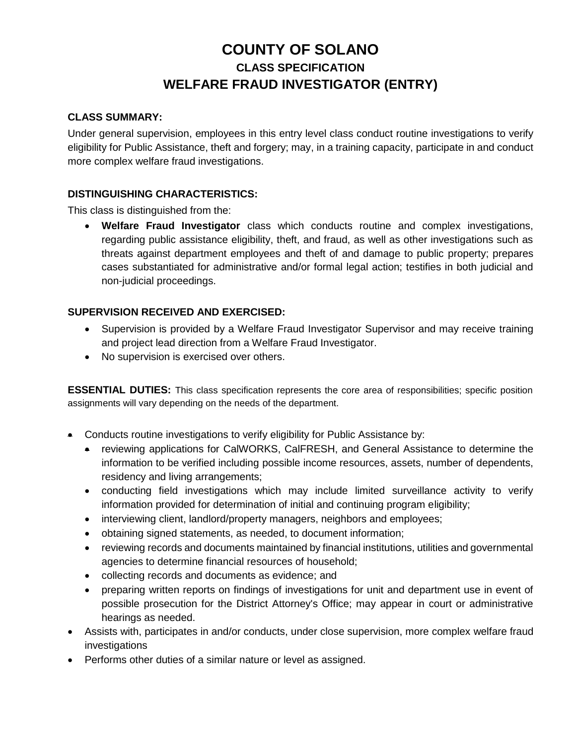# COUNTY OF SOLANO

## CLASS SPECIFICATION

## WELFARE FRAUD INVESTIGATOR (ENTRY)

### CLASS SUMMARY:

Under general supervision, employees in this entry level class conduct routine investigations to verify eligibility for Public Assistance, theft and forgery; may, in a training capacity, participate in and conduct more complex welfare fraud investigations.

### DISTINGUISHING CHARACTERISTICS:

This class is distinguished from the:

- **Welfare Fraud Investigator** class which conducts routine and complex investigations, regarding public assistance eligibility, theft, and fraud, as well as other investigations such as threats against department employees and theft of and damage to public property; prepares cases substantiated for administrative and/or formal legal action; testifies in both judicial and non-judicial proceedings.

### SUPERVISION RECEIVED AND EXERCISED:

- Supervision is provided by a Welfare Fraud Investigator Supervisor and may receive training and project lead direction from a Welfare Fraud Investigator.
- No supervision is exercised over others.

**ESSENTIAL DUTIES:** This class specification represents the core area of responsibilities; specific position assignments will vary depending on the needs of the department.

- Conducts routine investigations to verify eligibility for Public Assistance by:
  - reviewing applications for CalWORKS, CalFRESH, and General Assistance to determine the information to be verified including possible income resources, assets, number of dependents, residency and living arrangements;
  - conducting field investigations which may include limited surveillance activity to verify information provided for determination of initial and continuing program eligibility;
  - interviewing client, landlord/property managers, neighbors and employees;
  - obtaining signed statements, as needed, to document information;
  - reviewing records and documents maintained by financial institutions, utilities and governmental agencies to determine financial resources of household;
  - collecting records and documents as evidence; and
  - preparing written reports on findings of investigations for unit and department use in event of possible prosecution for the District Attorney's Office; may appear in court or administrative hearings as needed.
- Assists with, participates in and/or conducts, under close supervision, more complex welfare fraud investigations
- Performs other duties of a similar nature or level as assigned.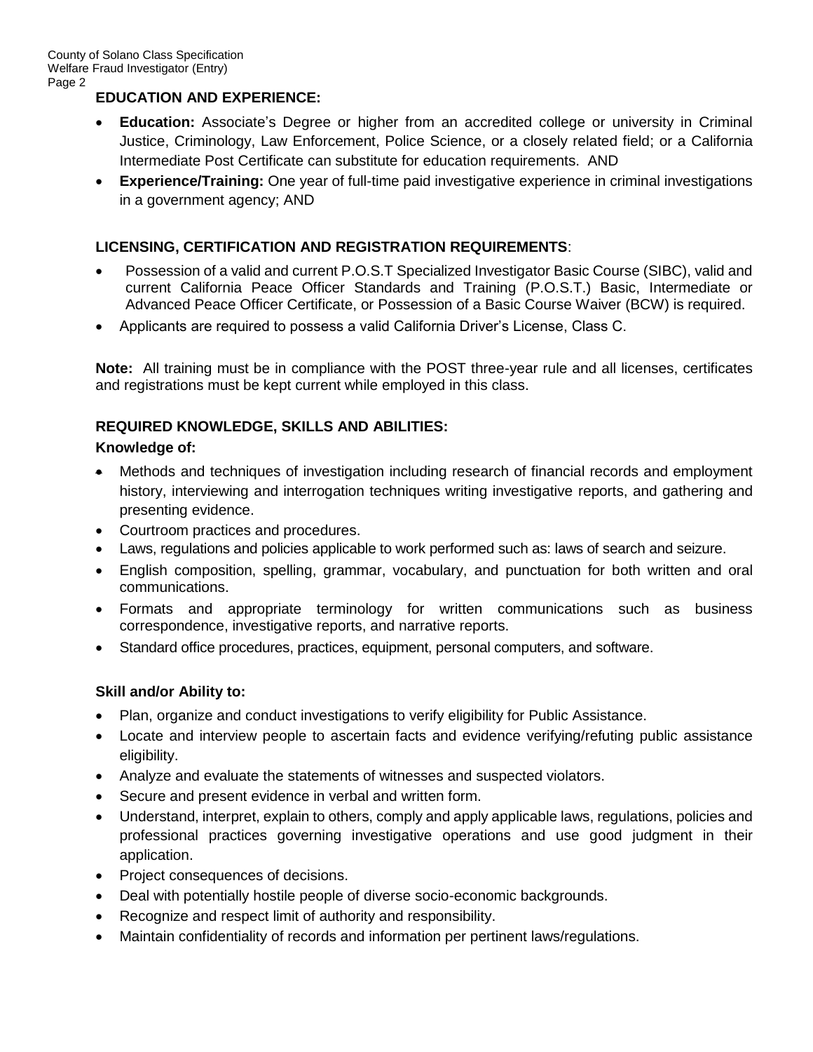**EDUCATION AND EXPERIENCE:**

- **Education:** Associate's Degree or higher from an accredited college or university in Criminal Justice, Criminology, Law Enforcement, Police Science, or a closely related field; or a California Intermediate Post Certificate can substitute for education requirements. AND
- **Experience/Training:** One year of full-time paid investigative experience in criminal investigations in a government agency; AND

**LICENSING, CERTIFICATION AND REGISTRATION REQUIREMENTS**:

- Possession of a valid and current P.O.S.T Specialized Investigator Basic Course (SIBC), valid and current California Peace Officer Standards and Training (P.O.S.T.) Basic, Intermediate or Advanced Peace Officer Certificate, or Possession of a Basic Course Waiver (BCW) is required.
- Applicants are required to possess a valid California Driver's License, Class C.

**Note:** All training must be in compliance with the POST three-year rule and all licenses, certificates and registrations must be kept current while employed in this class.

**REQUIRED KNOWLEDGE, SKILLS AND ABILITIES:**

**Knowledge of:**

- Methods and techniques of investigation including research of financial records and employment history, interviewing and interrogation techniques writing investigative reports, and gathering and presenting evidence.
- Courtroom practices and procedures.
- Laws, regulations and policies applicable to work performed such as: laws of search and seizure.
- English composition, spelling, grammar, vocabulary, and punctuation for both written and oral communications.
- Formats and appropriate terminology for written communications such as business correspondence, investigative reports, and narrative reports.
- Standard office procedures, practices, equipment, personal computers, and software.

**Skill and/or Ability to:**

- Plan, organize and conduct investigations to verify eligibility for Public Assistance.
- Locate and interview people to ascertain facts and evidence verifying/refuting public assistance eligibility.
- Analyze and evaluate the statements of witnesses and suspected violators.
- Secure and present evidence in verbal and written form.
- Understand, interpret, explain to others, comply and apply applicable laws, regulations, policies and professional practices governing investigative operations and use good judgment in their application.
- Project consequences of decisions.
- Deal with potentially hostile people of diverse socio-economic backgrounds.
- Recognize and respect limit of authority and responsibility.
- Maintain confidentiality of records and information per pertinent laws/regulations.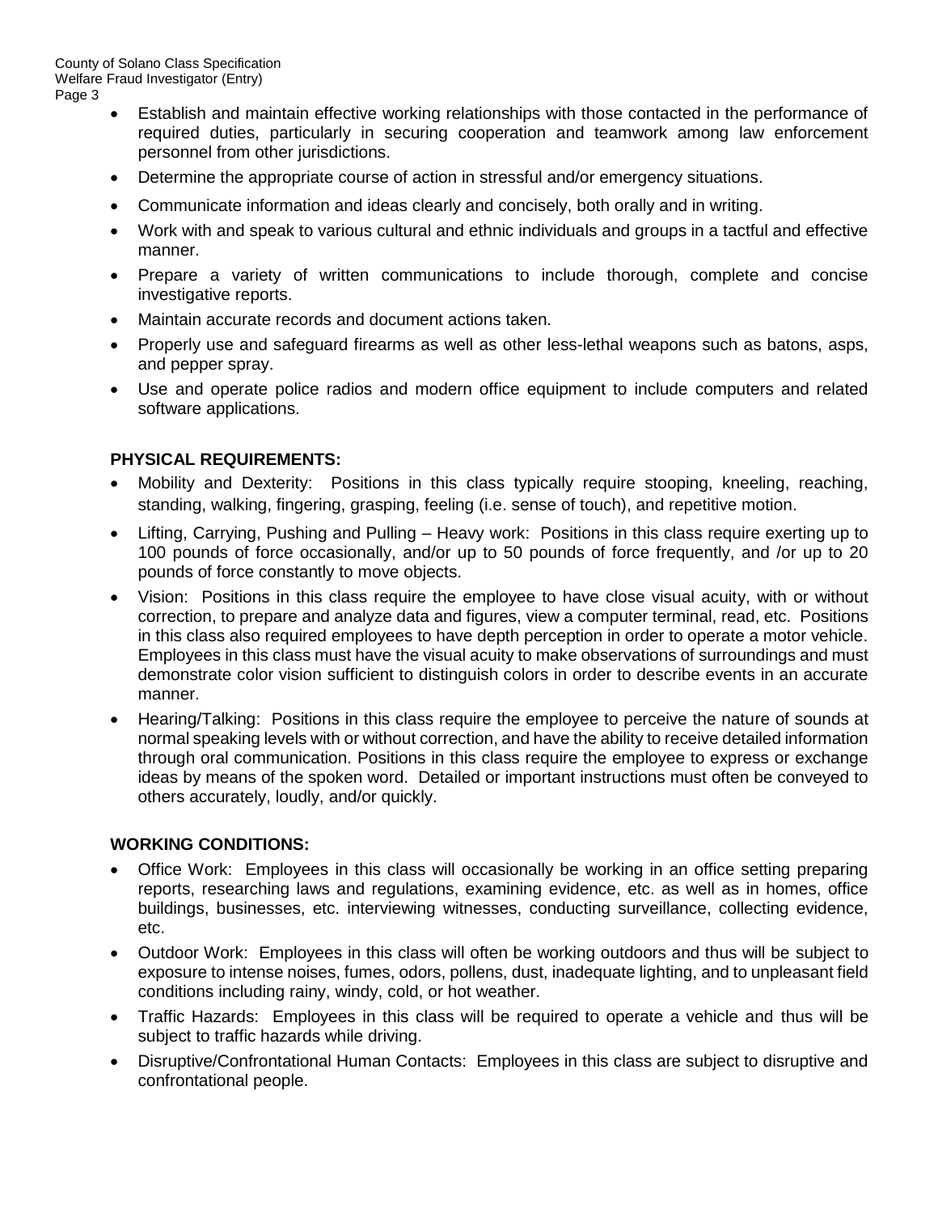- Establish and maintain effective working relationships with those contacted in the performance of required duties, particularly in securing cooperation and teamwork among law enforcement personnel from other jurisdictions.
- Determine the appropriate course of action in stressful and/or emergency situations.
- Communicate information and ideas clearly and concisely, both orally and in writing.
- Work with and speak to various cultural and ethnic individuals and groups in a tactful and effective manner.
- Prepare a variety of written communications to include thorough, complete and concise investigative reports.
- Maintain accurate records and document actions taken.
- Properly use and safeguard firearms as well as other less-lethal weapons such as batons, asps, and pepper spray.
- Use and operate police radios and modern office equipment to include computers and related software applications.

**PHYSICAL REQUIREMENTS:**

- Mobility and Dexterity: Positions in this class typically require stooping, kneeling, reaching, standing, walking, fingering, grasping, feeling (i.e. sense of touch), and repetitive motion.
- Lifting, Carrying, Pushing and Pulling – Heavy work: Positions in this class require exerting up to 100 pounds of force occasionally, and/or up to 50 pounds of force frequently, and /or up to 20 pounds of force constantly to move objects.
- Vision: Positions in this class require the employee to have close visual acuity, with or without correction, to prepare and analyze data and figures, view a computer terminal, read, etc. Positions in this class also required employees to have depth perception in order to operate a motor vehicle. Employees in this class must have the visual acuity to make observations of surroundings and must demonstrate color vision sufficient to distinguish colors in order to describe events in an accurate manner.
- Hearing/Talking: Positions in this class require the employee to perceive the nature of sounds at normal speaking levels with or without correction, and have the ability to receive detailed information through oral communication. Positions in this class require the employee to express or exchange ideas by means of the spoken word. Detailed or important instructions must often be conveyed to others accurately, loudly, and/or quickly.

**WORKING CONDITIONS:**

- Office Work: Employees in this class will occasionally be working in an office setting preparing reports, researching laws and regulations, examining evidence, etc. as well as in homes, office buildings, businesses, etc. interviewing witnesses, conducting surveillance, collecting evidence, etc.
- Outdoor Work: Employees in this class will often be working outdoors and thus will be subject to exposure to intense noises, fumes, odors, pollens, dust, inadequate lighting, and to unpleasant field conditions including rainy, windy, cold, or hot weather.
- Traffic Hazards: Employees in this class will be required to operate a vehicle and thus will be subject to traffic hazards while driving.
- Disruptive/Confrontational Human Contacts: Employees in this class are subject to disruptive and confrontational people.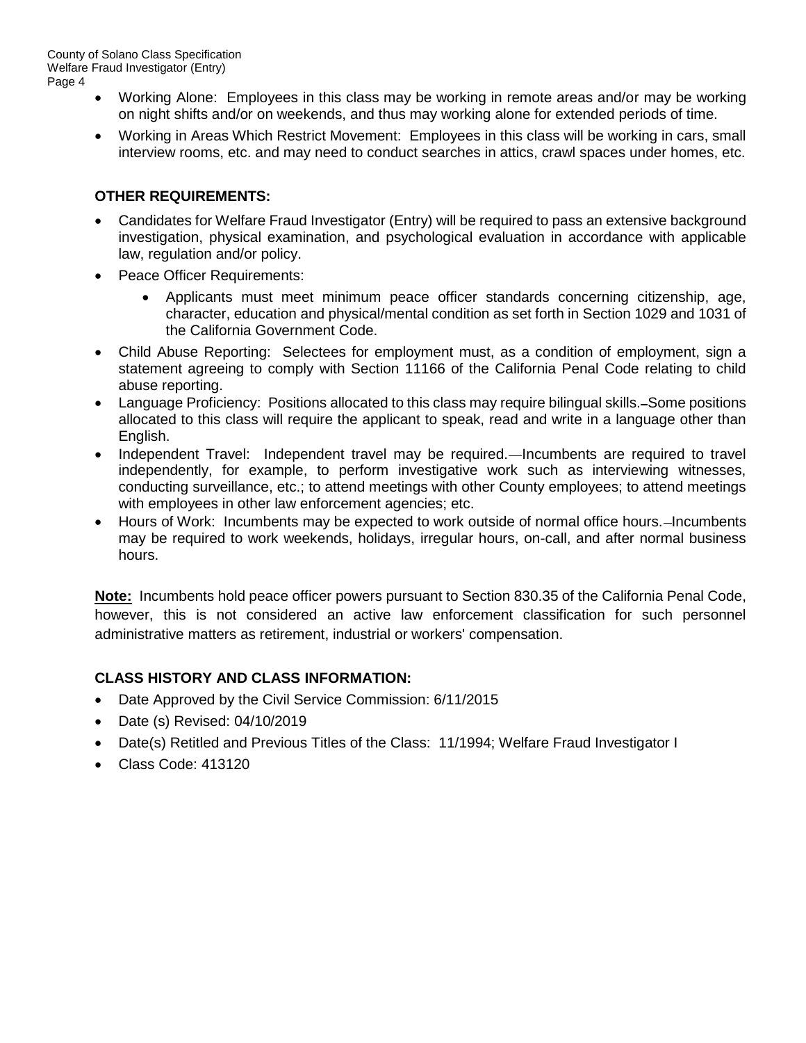- Working Alone: Employees in this class may be working in remote areas and/or may be working on night shifts and/or on weekends, and thus may working alone for extended periods of time.
- Working in Areas Which Restrict Movement: Employees in this class will be working in cars, small interview rooms, etc. and may need to conduct searches in attics, crawl spaces under homes, etc.

### OTHER REQUIREMENTS:

- Candidates for Welfare Fraud Investigator (Entry) will be required to pass an extensive background investigation, physical examination, and psychological evaluation in accordance with applicable law, regulation and/or policy.
- Peace Officer Requirements:
  - Applicants must meet minimum peace officer standards concerning citizenship, age, character, education and physical/mental condition as set forth in Section 1029 and 1031 of the California Government Code.
- Child Abuse Reporting: Selectees for employment must, as a condition of employment, sign a statement agreeing to comply with Section 11166 of the California Penal Code relating to child abuse reporting.
- Language Proficiency: Positions allocated to this class may require bilingual skills. Some positions allocated to this class will require the applicant to speak, read and write in a language other than English.
- Independent Travel: Independent travel may be required. Incumbents are required to travel independently, for example, to perform investigative work such as interviewing witnesses, conducting surveillance, etc.; to attend meetings with other County employees; to attend meetings with employees in other law enforcement agencies; etc.
- Hours of Work: Incumbents may be expected to work outside of normal office hours. Incumbents may be required to work weekends, holidays, irregular hours, on-call, and after normal business hours.

**Note:** Incumbents hold peace officer powers pursuant to Section 830.35 of the California Penal Code, however, this is not considered an active law enforcement classification for such personnel administrative matters as retirement, industrial or workers' compensation.

### CLASS HISTORY AND CLASS INFORMATION:

- Date Approved by the Civil Service Commission: 6/11/2015
- Date (s) Revised: 04/10/2019
- Date(s) Retitled and Previous Titles of the Class: 11/1994; Welfare Fraud Investigator I
- Class Code: 413120